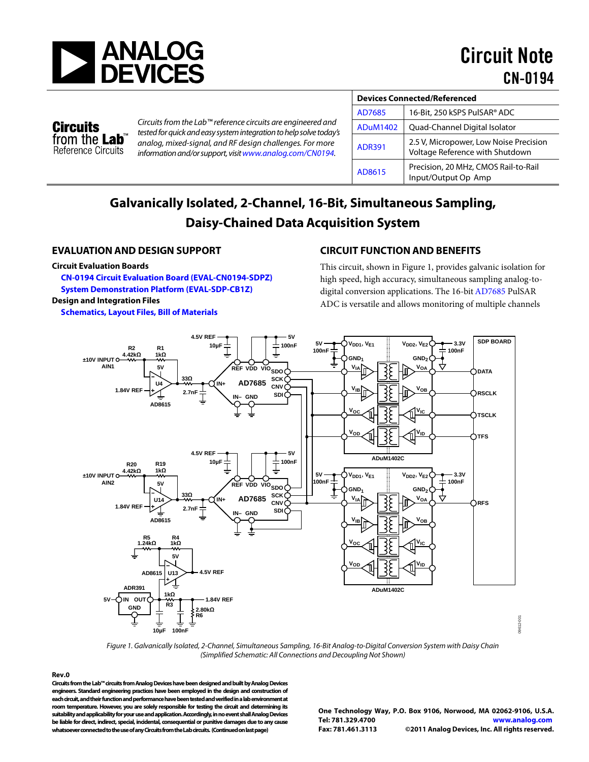# Circuit Note CN-0194

**Circuits from the Lab™ Reference Circuits**

*Circuits from the Lab™ reference circuits are engineered and tested for quick and easy system integration to help solve today's analog, mixed-signal, and RF design challenges. For more information and/or support, visit www.analog.com/CN0194.*

| Devices Connected/Referenced | |
|---|---|
| AD7685 | 16-Bit, 250 kSPS PulSAR® ADC |
| ADuM1402 | Quad-Channel Digital Isolator |
| ADR391 | 2.5 V, Micropower, Low Noise Precision Voltage Reference with Shutdown |
| AD8615 | Precision, 20 MHz, CMOS Rail-to-Rail Input/Output Op Amp |

## Galvanically Isolated, 2-Channel, 16-Bit, Simultaneous Sampling, Daisy-Chained Data Acquisition System

### EVALUATION AND DESIGN SUPPORT

**Circuit Evaluation Boards**

- **CN-0194 Circuit Evaluation Board (EVAL-CN0194-SDPZ)**
- **System Demonstration Platform (EVAL-SDP-CB1Z)**

**Design and Integration Files**

- **Schematics, Layout Files, Bill of Materials**

### CIRCUIT FUNCTION AND BENEFITS

This circuit, shown in Figure 1, provides galvanic isolation for high speed, high accuracy, simultaneous sampling analog-to-digital conversion applications. The 16-bit AD7685 PulSAR ADC is versatile and allows monitoring of multiple channels

*Figure 1. Galvanically Isolated, 2-Channel, Simultaneous Sampling, 16-Bit Analog-to-Digital Conversion System with Daisy Chain (Simplified Schematic: All Connections and Decoupling Not Shown)*

**Rev.0**

**Circuits from the Lab™ circuits from Analog Devices have been designed and built by Analog Devices engineers. Standard engineering practices have been employed in the design and construction of each circuit, and their function and performance have been tested and verified in a lab environment at room temperature. However, you are solely responsible for testing the circuit and determining its suitability and applicability for your use and application. Accordingly, in no event shall Analog Devices be liable for direct, indirect, special, incidental, consequential or punitive damages due to any cause whatsoever connected to the use of any Circuits from the Lab circuits. (Continued on last page)**

One Technology Way, P.O. Box 9106, Norwood, MA 02062-9106, U.S.A.
Tel: 781.329.4700 www.analog.com
Fax: 781.461.3113 ©2011 Analog Devices, Inc. All rights reserved.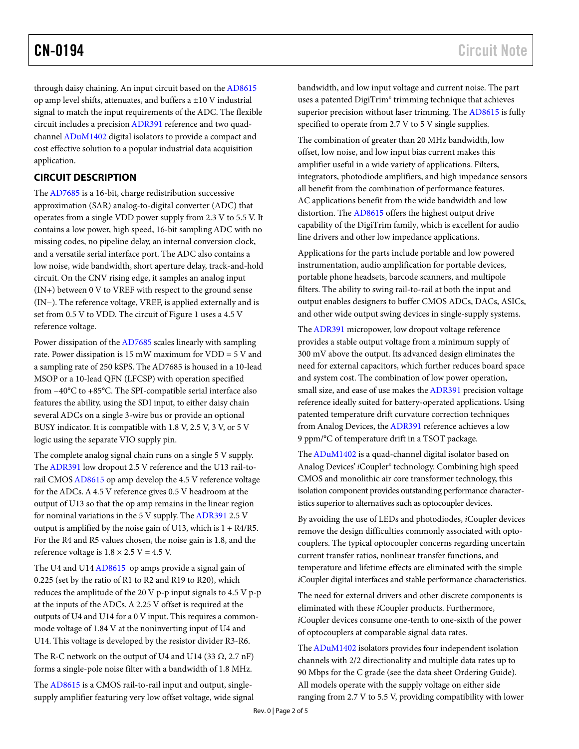through daisy chaining. An input circuit based on the AD8615 op amp level shifts, attenuates, and buffers a ±10 V industrial signal to match the input requirements of the ADC. The flexible circuit includes a precision ADR391 reference and two quad-channel ADuM1402 digital isolators to provide a compact and cost effective solution to a popular industrial data acquisition application.

## CIRCUIT DESCRIPTION

The AD7685 is a 16-bit, charge redistribution successive approximation (SAR) analog-to-digital converter (ADC) that operates from a single VDD power supply from 2.3 V to 5.5 V. It contains a low power, high speed, 16-bit sampling ADC with no missing codes, no pipeline delay, an internal conversion clock, and a versatile serial interface port. The ADC also contains a low noise, wide bandwidth, short aperture delay, track-and-hold circuit. On the CNV rising edge, it samples an analog input (IN+) between 0 V to VREF with respect to the ground sense (IN−). The reference voltage, VREF, is applied externally and is set from 0.5 V to VDD. The circuit of Figure 1 uses a 4.5 V reference voltage.

Power dissipation of the AD7685 scales linearly with sampling rate. Power dissipation is 15 mW maximum for VDD = 5 V and a sampling rate of 250 kSPS. The AD7685 is housed in a 10-lead MSOP or a 10-lead QFN (LFCSP) with operation specified from −40°C to +85°C. The SPI-compatible serial interface also features the ability, using the SDI input, to either daisy chain several ADCs on a single 3-wire bus or provide an optional BUSY indicator. It is compatible with 1.8 V, 2.5 V, 3 V, or 5 V logic using the separate VIO supply pin.

The complete analog signal chain runs on a single 5 V supply. The ADR391 low dropout 2.5 V reference and the U13 rail-to-rail CMOS AD8615 op amp develop the 4.5 V reference voltage for the ADCs. A 4.5 V reference gives 0.5 V headroom at the output of U13 so that the op amp remains in the linear region for nominal variations in the 5 V supply. The ADR391 2.5 V output is amplified by the noise gain of U13, which is 1 + R4/R5. For the R4 and R5 values chosen, the noise gain is 1.8, and the reference voltage is 1.8 × 2.5 V = 4.5 V.

The U4 and U14 AD8615 op amps provide a signal gain of 0.225 (set by the ratio of R1 to R2 and R19 to R20), which reduces the amplitude of the 20 V p-p input signals to 4.5 V p-p at the inputs of the ADCs. A 2.25 V offset is required at the outputs of U4 and U14 for a 0 V input. This requires a common-mode voltage of 1.84 V at the noninverting input of U4 and U14. This voltage is developed by the resistor divider R3-R6.

The R-C network on the output of U4 and U14 (33 Ω, 2.7 nF) forms a single-pole noise filter with a bandwidth of 1.8 MHz.

The AD8615 is a CMOS rail-to-rail input and output, single-supply amplifier featuring very low offset voltage, wide signal bandwidth, and low input voltage and current noise. The part uses a patented DigiTrim® trimming technique that achieves superior precision without laser trimming. The AD8615 is fully specified to operate from 2.7 V to 5 V single supplies.

The combination of greater than 20 MHz bandwidth, low offset, low noise, and low input bias current makes this amplifier useful in a wide variety of applications. Filters, integrators, photodiode amplifiers, and high impedance sensors all benefit from the combination of performance features. AC applications benefit from the wide bandwidth and low distortion. The AD8615 offers the highest output drive capability of the DigiTrim family, which is excellent for audio line drivers and other low impedance applications.

Applications for the parts include portable and low powered instrumentation, audio amplification for portable devices, portable phone headsets, barcode scanners, and multipole filters. The ability to swing rail-to-rail at both the input and output enables designers to buffer CMOS ADCs, DACs, ASICs, and other wide output swing devices in single-supply systems.

The ADR391 micropower, low dropout voltage reference provides a stable output voltage from a minimum supply of 300 mV above the output. Its advanced design eliminates the need for external capacitors, which further reduces board space and system cost. The combination of low power operation, small size, and ease of use makes the ADR391 precision voltage reference ideally suited for battery-operated applications. Using patented temperature drift curvature correction techniques from Analog Devices, the ADR391 reference achieves a low 9 ppm/°C of temperature drift in a TSOT package.

The ADuM1402 is a quad-channel digital isolator based on Analog Devices' *i*Coupler® technology. Combining high speed CMOS and monolithic air core transformer technology, this isolation component provides outstanding performance characteristics superior to alternatives such as optocoupler devices.

By avoiding the use of LEDs and photodiodes, *i*Coupler devices remove the design difficulties commonly associated with optocouplers. The typical optocoupler concerns regarding uncertain current transfer ratios, nonlinear transfer functions, and temperature and lifetime effects are eliminated with the simple *i*Coupler digital interfaces and stable performance characteristics.

The need for external drivers and other discrete components is eliminated with these *i*Coupler products. Furthermore, *i*Coupler devices consume one-tenth to one-sixth of the power of optocouplers at comparable signal data rates.

The ADuM1402 isolators provides four independent isolation channels with 2/2 directionality and multiple data rates up to 90 Mbps for the C grade (see the data sheet Ordering Guide). All models operate with the supply voltage on either side ranging from 2.7 V to 5.5 V, providing compatibility with lower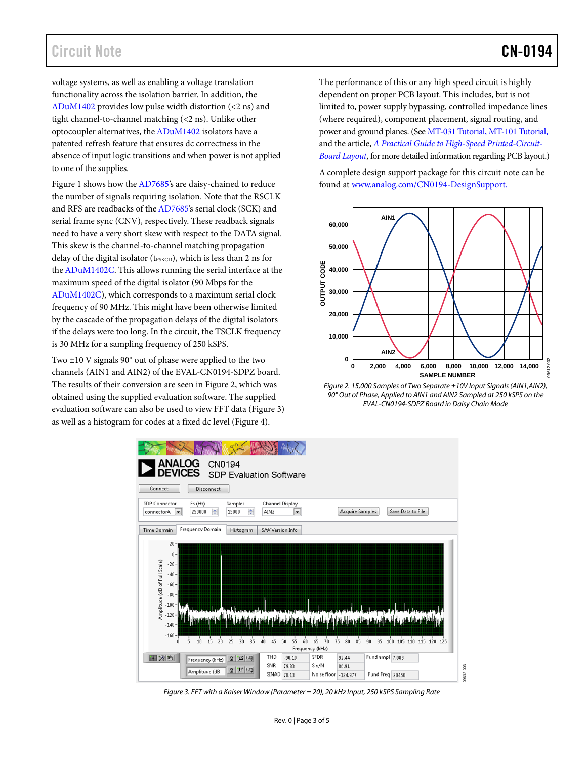voltage systems, as well as enabling a voltage translation functionality across the isolation barrier. In addition, the ADuM1402 provides low pulse width distortion (<2 ns) and tight channel-to-channel matching (<2 ns). Unlike other optocoupler alternatives, the ADuM1402 isolators have a patented refresh feature that ensures dc correctness in the absence of input logic transitions and when power is not applied to one of the supplies.

Figure 1 shows how the AD7685's are daisy-chained to reduce the number of signals requiring isolation. Note that the RSCLK and RFS are readbacks of the AD7685's serial clock (SCK) and serial frame sync (CNV), respectively. These readback signals need to have a very short skew with respect to the DATA signal. This skew is the channel-to-channel matching propagation delay of the digital isolator ($t_{PSKCD}$), which is less than 2 ns for the ADuM1402C. This allows running the serial interface at the maximum speed of the digital isolator (90 Mbps for the ADuM1402C), which corresponds to a maximum serial clock frequency of 90 MHz. This might have been otherwise limited by the cascade of the propagation delays of the digital isolators if the delays were too long. In the circuit, the TSCLK frequency is 30 MHz for a sampling frequency of 250 kSPS.

Two ±10 V signals 90° out of phase were applied to the two channels (AIN1 and AIN2) of the EVAL-CN0194-SDPZ board. The results of their conversion are seen in Figure 2, which was obtained using the supplied evaluation software. The supplied evaluation software can also be used to view FFT data (Figure 3) as well as a histogram for codes at a fixed dc level (Figure 4).

The performance of this or any high speed circuit is highly dependent on proper PCB layout. This includes, but is not limited to, power supply bypassing, controlled impedance lines (where required), component placement, signal routing, and power and ground planes. (See MT-031 Tutorial, MT-101 Tutorial, and the article, *A Practical Guide to High-Speed Printed-Circuit-Board Layout*, for more detailed information regarding PCB layout.)

A complete design support package for this circuit note can be found at www.analog.com/CN0194-DesignSupport.

*Figure 2. 15,000 Samples of Two Separate ±10V Input Signals (AIN1,AIN2), 90° Out of Phase, Applied to AIN1 and AIN2 Sampled at 250 kSPS on the EVAL-CN0194-SDPZ Board in Daisy Chain Mode*

*Figure 3. FFT with a Kaiser Window (Parameter = 20), 20 kHz Input, 250 kSPS Sampling Rate*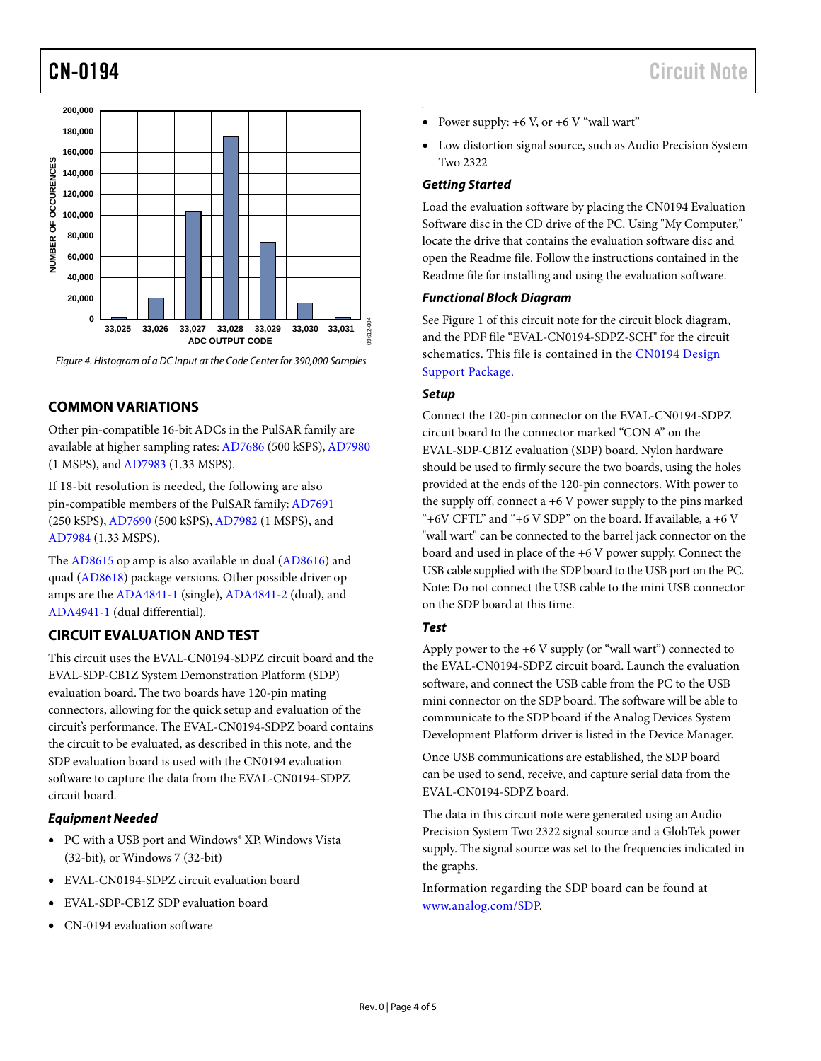Figure 4. Histogram of a DC Input at the Code Center for 390,000 Samples

## COMMON VARIATIONS

Other pin-compatible 16-bit ADCs in the PulSAR family are available at higher sampling rates: AD7686 (500 kSPS), AD7980 (1 MSPS), and AD7983 (1.33 MSPS).

If 18-bit resolution is needed, the following are also pin-compatible members of the PulSAR family: AD7691 (250 kSPS), AD7690 (500 kSPS), AD7982 (1 MSPS), and AD7984 (1.33 MSPS).

The AD8615 op amp is also available in dual (AD8616) and quad (AD8618) package versions. Other possible driver op amps are the ADA4841-1 (single), ADA4841-2 (dual), and ADA4941-1 (dual differential).

## CIRCUIT EVALUATION AND TEST

This circuit uses the EVAL-CN0194-SDPZ circuit board and the EVAL-SDP-CB1Z System Demonstration Platform (SDP) evaluation board. The two boards have 120-pin mating connectors, allowing for the quick setup and evaluation of the circuit's performance. The EVAL-CN0194-SDPZ board contains the circuit to be evaluated, as described in this note, and the SDP evaluation board is used with the CN0194 evaluation software to capture the data from the EVAL-CN0194-SDPZ circuit board.

### *Equipment Needed*

- PC with a USB port and Windows® XP, Windows Vista (32-bit), or Windows 7 (32-bit)
- EVAL-CN0194-SDPZ circuit evaluation board
- EVAL-SDP-CB1Z SDP evaluation board
- CN-0194 evaluation software
- Power supply: +6 V, or +6 V "wall wart"
- Low distortion signal source, such as Audio Precision System Two 2322

### *Getting Started*

Load the evaluation software by placing the CN0194 Evaluation Software disc in the CD drive of the PC. Using "My Computer," locate the drive that contains the evaluation software disc and open the Readme file. Follow the instructions contained in the Readme file for installing and using the evaluation software.

### *Functional Block Diagram*

See Figure 1 of this circuit note for the circuit block diagram, and the PDF file "EVAL-CN0194-SDPZ-SCH" for the circuit schematics. This file is contained in the CN0194 Design Support Package.

### *Setup*

Connect the 120-pin connector on the EVAL-CN0194-SDPZ circuit board to the connector marked "CON A" on the EVAL-SDP-CB1Z evaluation (SDP) board. Nylon hardware should be used to firmly secure the two boards, using the holes provided at the ends of the 120-pin connectors. With power to the supply off, connect a +6 V power supply to the pins marked "+6V CFTL" and "+6 V SDP" on the board. If available, a +6 V "wall wart" can be connected to the barrel jack connector on the board and used in place of the +6 V power supply. Connect the USB cable supplied with the SDP board to the USB port on the PC. Note: Do not connect the USB cable to the mini USB connector on the SDP board at this time.

### *Test*

Apply power to the +6 V supply (or "wall wart") connected to the EVAL-CN0194-SDPZ circuit board. Launch the evaluation software, and connect the USB cable from the PC to the USB mini connector on the SDP board. The software will be able to communicate to the SDP board if the Analog Devices System Development Platform driver is listed in the Device Manager.

Once USB communications are established, the SDP board can be used to send, receive, and capture serial data from the EVAL-CN0194-SDPZ board.

The data in this circuit note were generated using an Audio Precision System Two 2322 signal source and a GlobTek power supply. The signal source was set to the frequencies indicated in the graphs.

Information regarding the SDP board can be found at www.analog.com/SDP.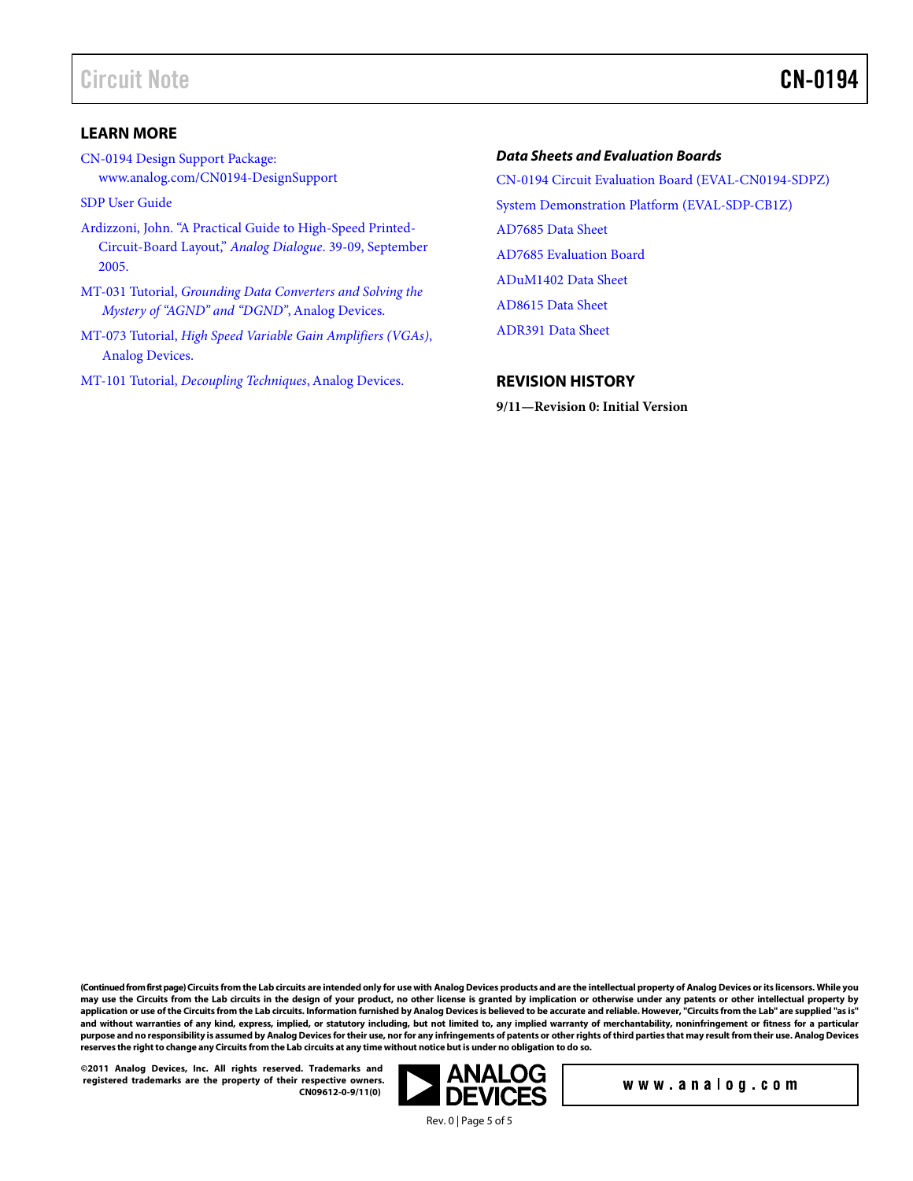## LEARN MORE

CN-0194 Design Support Package: www.analog.com/CN0194-DesignSupport

SDP User Guide

Ardizzoni, John. "A Practical Guide to High-Speed Printed-Circuit-Board Layout," *Analog Dialogue*. 39-09, September 2005.

MT-031 Tutorial, *Grounding Data Converters and Solving the Mystery of "AGND" and "DGND"*, Analog Devices.

MT-073 Tutorial, *High Speed Variable Gain Amplifiers (VGAs)*, Analog Devices.

MT-101 Tutorial, *Decoupling Techniques*, Analog Devices.

### *Data Sheets and Evaluation Boards*

CN-0194 Circuit Evaluation Board (EVAL-CN0194-SDPZ)

System Demonstration Platform (EVAL-SDP-CB1Z)

AD7685 Data Sheet

AD7685 Evaluation Board

ADuM1402 Data Sheet

AD8615 Data Sheet

ADR391 Data Sheet

## REVISION HISTORY

**9/11—Revision 0: Initial Version**

**(Continued from first page) Circuits from the Lab circuits are intended only for use with Analog Devices products and are the intellectual property of Analog Devices or its licensors. While you may use the Circuits from the Lab circuits in the design of your product, no other license is granted by implication or otherwise under any patents or other intellectual property by application or use of the Circuits from the Lab circuits. Information furnished by Analog Devices is believed to be accurate and reliable. However, "Circuits from the Lab" are supplied "as is" and without warranties of any kind, express, implied, or statutory including, but not limited to, any implied warranty of merchantability, noninfringement or fitness for a particular purpose and no responsibility is assumed by Analog Devices for their use, nor for any infringements of patents or other rights of third parties that may result from their use. Analog Devices reserves the right to change any Circuits from the Lab circuits at any time without notice but is under no obligation to do so.**

**©2011 Analog Devices, Inc. All rights reserved. Trademarks and registered trademarks are the property of their respective owners. CN09612-0-9/11(0)**

ANALOG DEVICES

www.analog.com